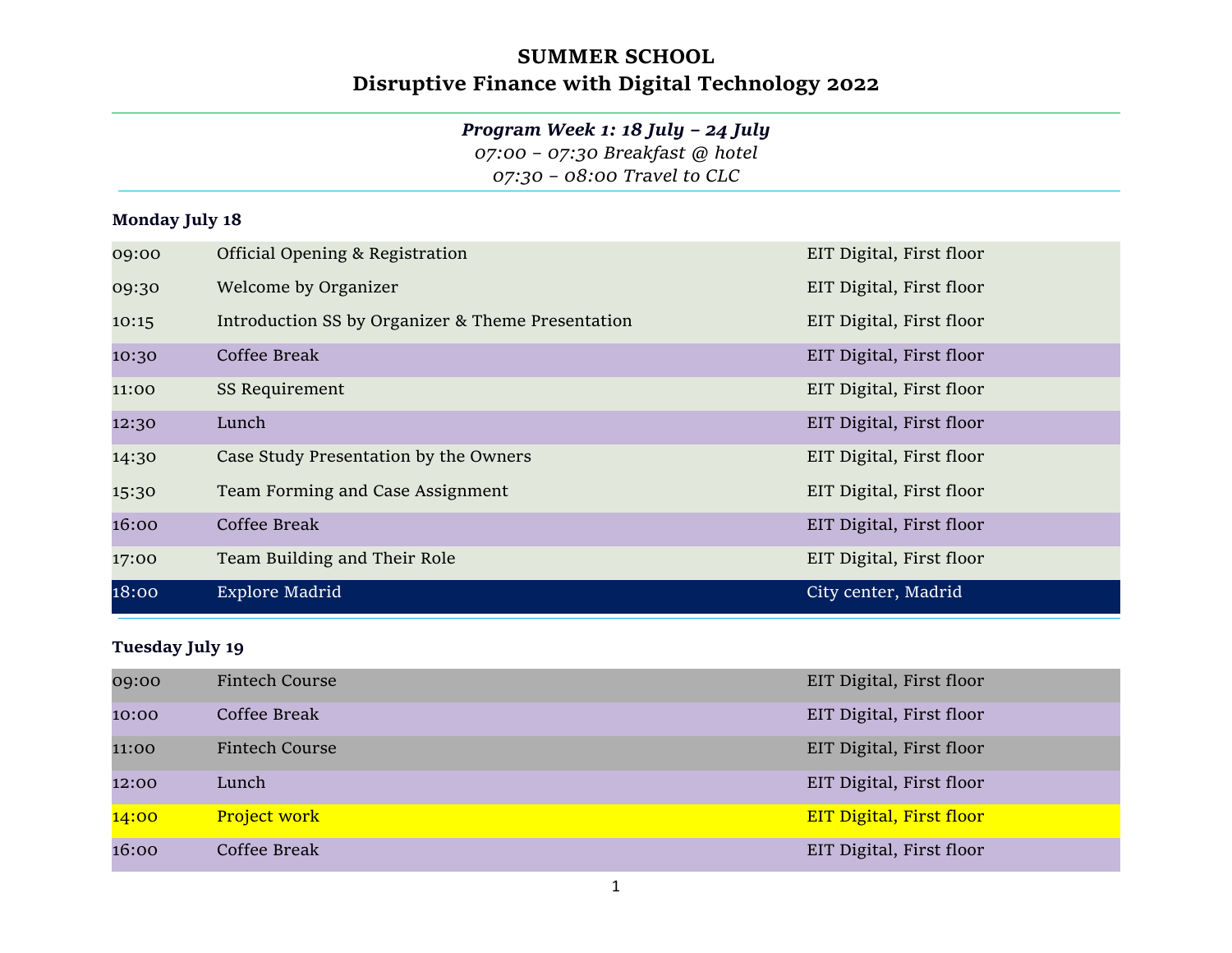# SUMMER SCHOOL
# Disruptive Finance with Digital Technology 2022

***Program Week 1: 18 July – 24 July***

*07:00 – 07:30 Breakfast @ hotel*

*07:30 – 08:00 Travel to CLC*

**Monday July 18**

| | | |
|---|---|---|
| 09:00 | Official Opening & Registration | EIT Digital, First floor |
| 09:30 | Welcome by Organizer | EIT Digital, First floor |
| 10:15 | Introduction SS by Organizer & Theme Presentation | EIT Digital, First floor |
| 10:30 | Coffee Break | EIT Digital, First floor |
| 11:00 | SS Requirement | EIT Digital, First floor |
| 12:30 | Lunch | EIT Digital, First floor |
| 14:30 | Case Study Presentation by the Owners | EIT Digital, First floor |
| 15:30 | Team Forming and Case Assignment | EIT Digital, First floor |
| 16:00 | Coffee Break | EIT Digital, First floor |
| 17:00 | Team Building and Their Role | EIT Digital, First floor |
| 18:00 | Explore Madrid | City center, Madrid |

**Tuesday July 19**

| | | |
|---|---|---|
| 09:00 | Fintech Course | EIT Digital, First floor |
| 10:00 | Coffee Break | EIT Digital, First floor |
| 11:00 | Fintech Course | EIT Digital, First floor |
| 12:00 | Lunch | EIT Digital, First floor |
| 14:00 | Project work | EIT Digital, First floor |
| 16:00 | Coffee Break | EIT Digital, First floor |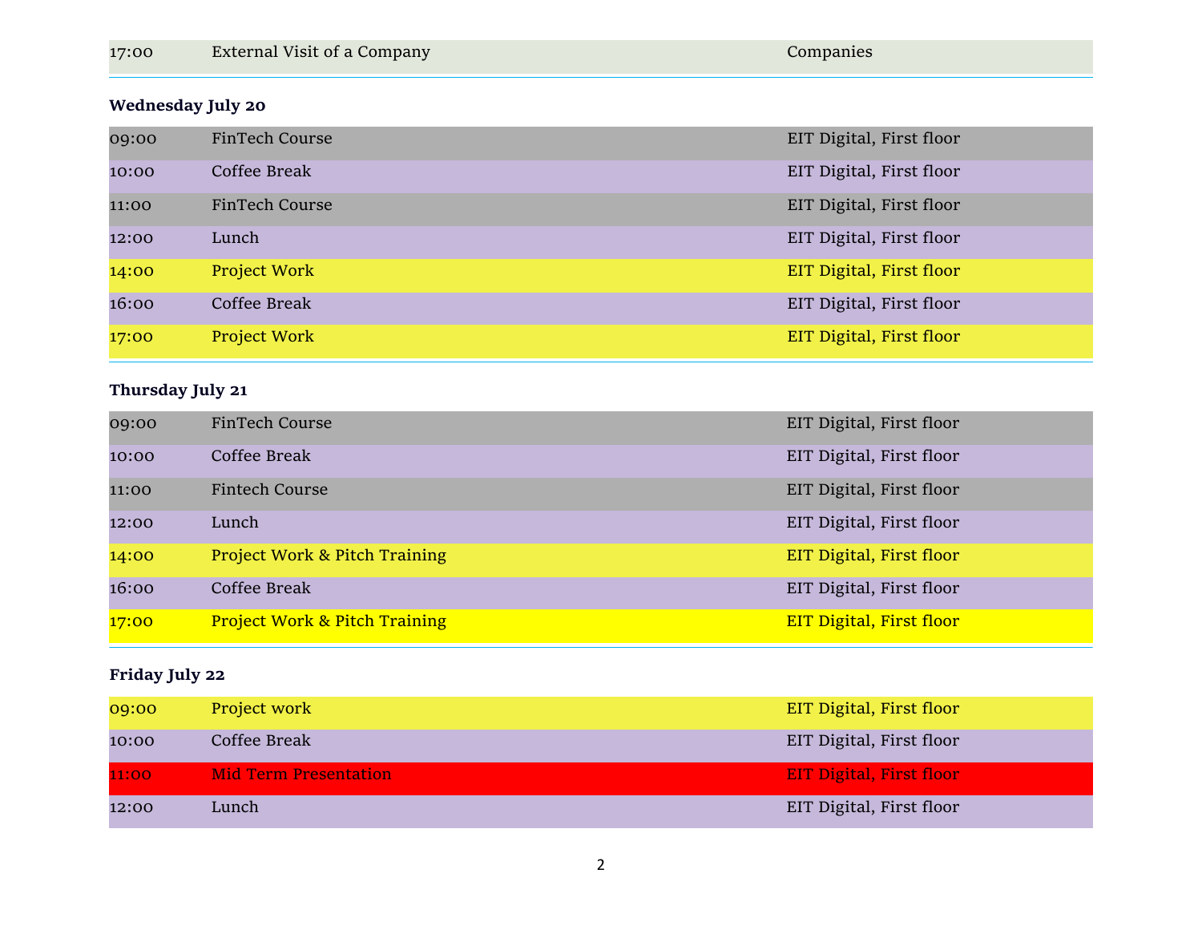| | | |
|---|---|---|
| 17:00 | External Visit of a Company | Companies |

**Wednesday July 20**

| | | |
|---|---|---|
| 09:00 | FinTech Course | EIT Digital, First floor |
| 10:00 | Coffee Break | EIT Digital, First floor |
| 11:00 | FinTech Course | EIT Digital, First floor |
| 12:00 | Lunch | EIT Digital, First floor |
| 14:00 | Project Work | EIT Digital, First floor |
| 16:00 | Coffee Break | EIT Digital, First floor |
| 17:00 | Project Work | EIT Digital, First floor |

**Thursday July 21**

| | | |
|---|---|---|
| 09:00 | FinTech Course | EIT Digital, First floor |
| 10:00 | Coffee Break | EIT Digital, First floor |
| 11:00 | Fintech Course | EIT Digital, First floor |
| 12:00 | Lunch | EIT Digital, First floor |
| 14:00 | Project Work & Pitch Training | EIT Digital, First floor |
| 16:00 | Coffee Break | EIT Digital, First floor |
| 17:00 | Project Work & Pitch Training | EIT Digital, First floor |

**Friday July 22**

| | | |
|---|---|---|
| 09:00 | Project work | EIT Digital, First floor |
| 10:00 | Coffee Break | EIT Digital, First floor |
| 11:00 | Mid Term Presentation | EIT Digital, First floor |
| 12:00 | Lunch | EIT Digital, First floor |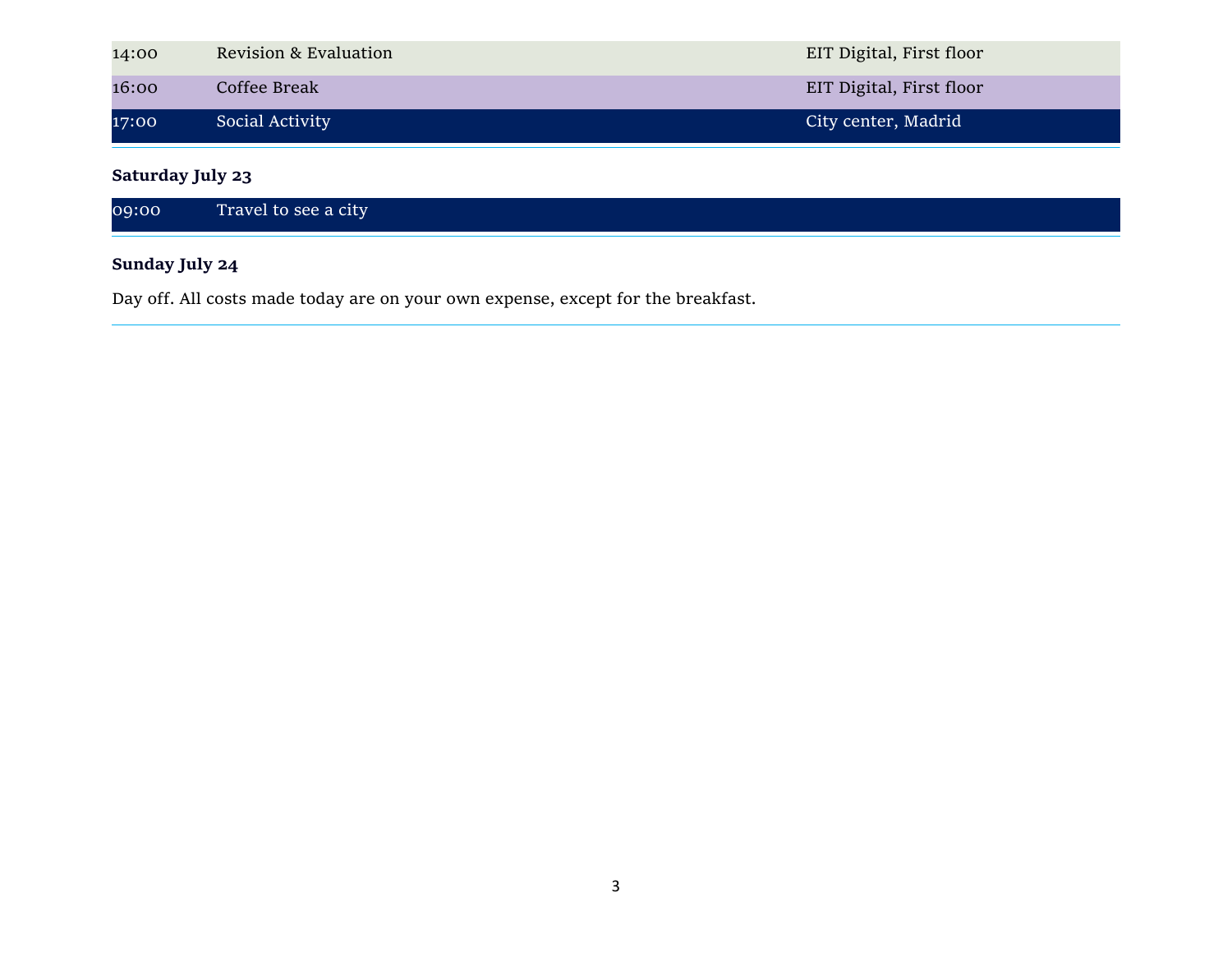| | | |
|---|---|---|
| 14:00 | Revision & Evaluation | EIT Digital, First floor |
| 16:00 | Coffee Break | EIT Digital, First floor |
| 17:00 | Social Activity | City center, Madrid |

---

**Saturday July 23**

| | | |
|---|---|---|
| 09:00 | Travel to see a city | |

---

**Sunday July 24**

Day off. All costs made today are on your own expense, except for the breakfast.

---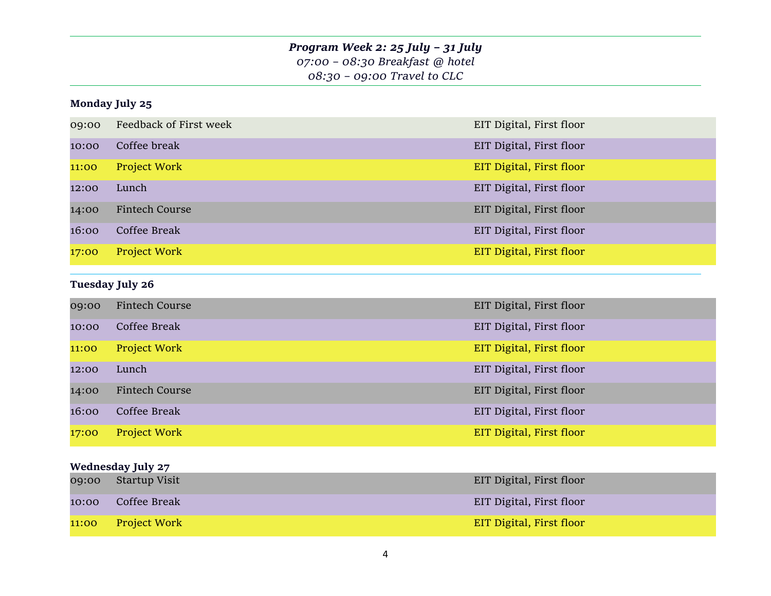***Program Week 2: 25 July – 31 July***

*07:00 – 08:30 Breakfast @ hotel*

*08:30 – 09:00 Travel to CLC*

**Monday July 25**

| | | |
|---|---|---|
| 09:00 | Feedback of First week | EIT Digital, First floor |
| 10:00 | Coffee break | EIT Digital, First floor |
| 11:00 | Project Work | EIT Digital, First floor |
| 12:00 | Lunch | EIT Digital, First floor |
| 14:00 | Fintech Course | EIT Digital, First floor |
| 16:00 | Coffee Break | EIT Digital, First floor |
| 17:00 | Project Work | EIT Digital, First floor |

**Tuesday July 26**

| | | |
|---|---|---|
| 09:00 | Fintech Course | EIT Digital, First floor |
| 10:00 | Coffee Break | EIT Digital, First floor |
| 11:00 | Project Work | EIT Digital, First floor |
| 12:00 | Lunch | EIT Digital, First floor |
| 14:00 | Fintech Course | EIT Digital, First floor |
| 16:00 | Coffee Break | EIT Digital, First floor |
| 17:00 | Project Work | EIT Digital, First floor |

**Wednesday July 27**

| | | |
|---|---|---|
| 09:00 | Startup Visit | EIT Digital, First floor |
| 10:00 | Coffee Break | EIT Digital, First floor |
| 11:00 | Project Work | EIT Digital, First floor |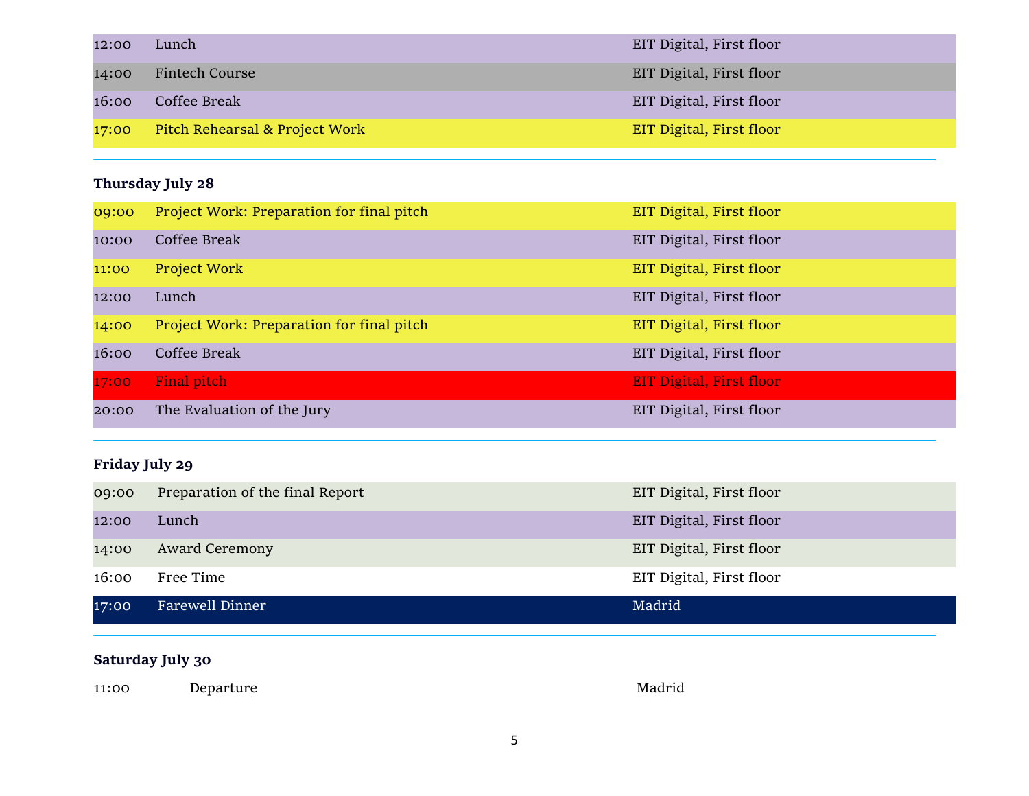| | | |
|---|---|---|
| 12:00 | Lunch | EIT Digital, First floor |
| 14:00 | Fintech Course | EIT Digital, First floor |
| 16:00 | Coffee Break | EIT Digital, First floor |
| 17:00 | Pitch Rehearsal & Project Work | EIT Digital, First floor |

**Thursday July 28**

| | | |
|---|---|---|
| 09:00 | Project Work: Preparation for final pitch | EIT Digital, First floor |
| 10:00 | Coffee Break | EIT Digital, First floor |
| 11:00 | Project Work | EIT Digital, First floor |
| 12:00 | Lunch | EIT Digital, First floor |
| 14:00 | Project Work: Preparation for final pitch | EIT Digital, First floor |
| 16:00 | Coffee Break | EIT Digital, First floor |
| 17:00 | Final pitch | EIT Digital, First floor |
| 20:00 | The Evaluation of the Jury | EIT Digital, First floor |

**Friday July 29**

| | | |
|---|---|---|
| 09:00 | Preparation of the final Report | EIT Digital, First floor |
| 12:00 | Lunch | EIT Digital, First floor |
| 14:00 | Award Ceremony | EIT Digital, First floor |
| 16:00 | Free Time | EIT Digital, First floor |
| 17:00 | Farewell Dinner | Madrid |

**Saturday July 30**

| | | |
|---|---|---|
| 11:00 | Departure | Madrid |